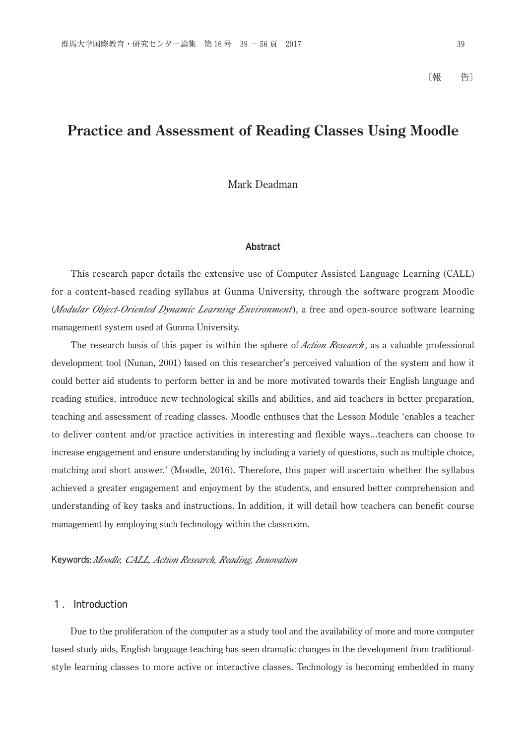〔報　　告〕

# Practice and Assessment of Reading Classes Using Moodle

Mark Deadman

### Abstract

This research paper details the extensive use of Computer Assisted Language Learning (CALL) for a content-based reading syllabus at Gunma University, through the software program Moodle (*Modular Object-Oriented Dynamic Learning Environment*), a free and open-source software learning management system used at Gunma University.

The research basis of this paper is within the sphere of *Action Research*, as a valuable professional development tool (Nunan, 2001) based on this researcher's perceived valuation of the system and how it could better aid students to perform better in and be more motivated towards their English language and reading studies, introduce new technological skills and abilities, and aid teachers in better preparation, teaching and assessment of reading classes. Moodle enthuses that the Lesson Module 'enables a teacher to deliver content and/or practice activities in interesting and flexible ways...teachers can choose to increase engagement and ensure understanding by including a variety of questions, such as multiple choice, matching and short answer.' (Moodle, 2016). Therefore, this paper will ascertain whether the syllabus achieved a greater engagement and enjoyment by the students, and ensured better comprehension and understanding of key tasks and instructions. In addition, it will detail how teachers can benefit course management by employing such technology within the classroom.

**Keywords:** *Moodle, CALL, Action Research, Reading, Innovation*

## 1. Introduction

Due to the proliferation of the computer as a study tool and the availability of more and more computer based study aids, English language teaching has seen dramatic changes in the development from traditional-style learning classes to more active or interactive classes. Technology is becoming embedded in many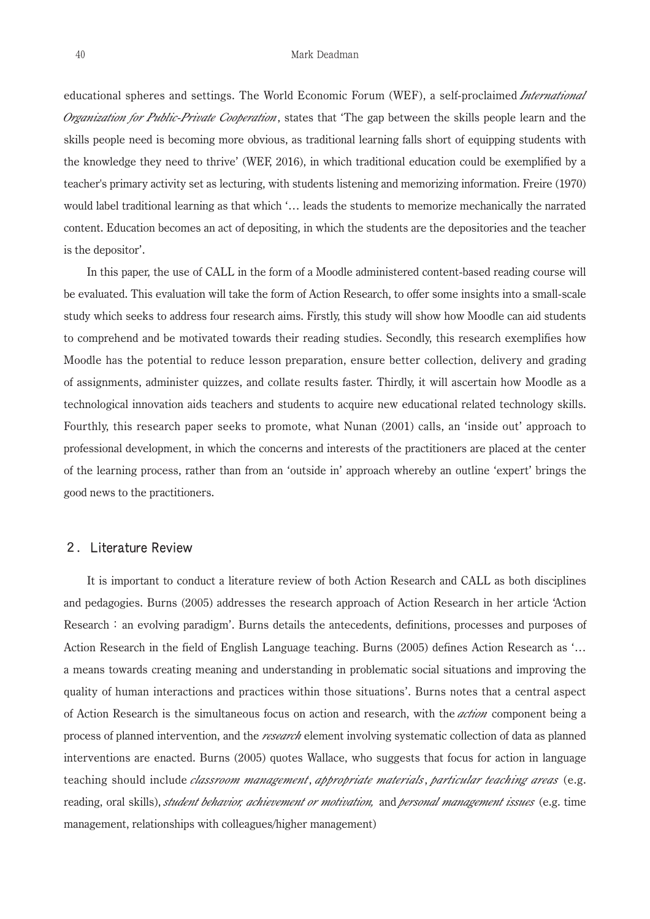educational spheres and settings. The World Economic Forum (WEF), a self-proclaimed *International Organization for Public-Private Cooperation*, states that 'The gap between the skills people learn and the skills people need is becoming more obvious, as traditional learning falls short of equipping students with the knowledge they need to thrive' (WEF, 2016), in which traditional education could be exemplified by a teacher's primary activity set as lecturing, with students listening and memorizing information. Freire (1970) would label traditional learning as that which '… leads the students to memorize mechanically the narrated content. Education becomes an act of depositing, in which the students are the depositories and the teacher is the depositor'.

In this paper, the use of CALL in the form of a Moodle administered content-based reading course will be evaluated. This evaluation will take the form of Action Research, to offer some insights into a small-scale study which seeks to address four research aims. Firstly, this study will show how Moodle can aid students to comprehend and be motivated towards their reading studies. Secondly, this research exemplifies how Moodle has the potential to reduce lesson preparation, ensure better collection, delivery and grading of assignments, administer quizzes, and collate results faster. Thirdly, it will ascertain how Moodle as a technological innovation aids teachers and students to acquire new educational related technology skills. Fourthly, this research paper seeks to promote, what Nunan (2001) calls, an 'inside out' approach to professional development, in which the concerns and interests of the practitioners are placed at the center of the learning process, rather than from an 'outside in' approach whereby an outline 'expert' brings the good news to the practitioners.

## 2. Literature Review

It is important to conduct a literature review of both Action Research and CALL as both disciplines and pedagogies. Burns (2005) addresses the research approach of Action Research in her article 'Action Research：an evolving paradigm'. Burns details the antecedents, definitions, processes and purposes of Action Research in the field of English Language teaching. Burns (2005) defines Action Research as '… a means towards creating meaning and understanding in problematic social situations and improving the quality of human interactions and practices within those situations'. Burns notes that a central aspect of Action Research is the simultaneous focus on action and research, with the *action* component being a process of planned intervention, and the *research* element involving systematic collection of data as planned interventions are enacted. Burns (2005) quotes Wallace, who suggests that focus for action in language teaching should include *classroom management*, *appropriate materials*, *particular teaching areas* (e.g. reading, oral skills), *student behavior, achievement or motivation,* and *personal management issues* (e.g. time management, relationships with colleagues/higher management)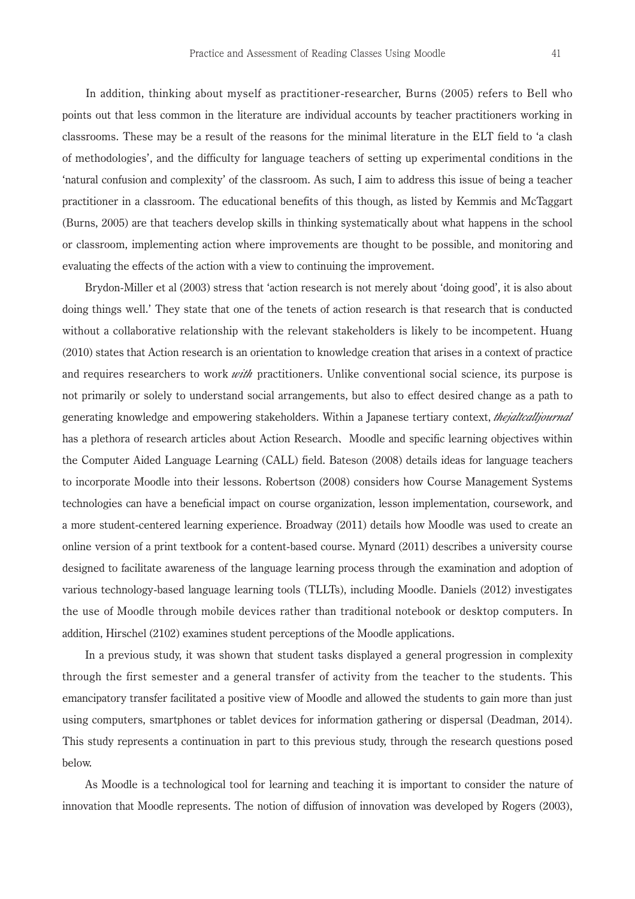In addition, thinking about myself as practitioner-researcher, Burns (2005) refers to Bell who points out that less common in the literature are individual accounts by teacher practitioners working in classrooms. These may be a result of the reasons for the minimal literature in the ELT field to 'a clash of methodologies', and the difficulty for language teachers of setting up experimental conditions in the 'natural confusion and complexity' of the classroom. As such, I aim to address this issue of being a teacher practitioner in a classroom. The educational benefits of this though, as listed by Kemmis and McTaggart (Burns, 2005) are that teachers develop skills in thinking systematically about what happens in the school or classroom, implementing action where improvements are thought to be possible, and monitoring and evaluating the effects of the action with a view to continuing the improvement.

Brydon-Miller et al (2003) stress that 'action research is not merely about 'doing good', it is also about doing things well.' They state that one of the tenets of action research is that research that is conducted without a collaborative relationship with the relevant stakeholders is likely to be incompetent. Huang (2010) states that Action research is an orientation to knowledge creation that arises in a context of practice and requires researchers to work *with* practitioners. Unlike conventional social science, its purpose is not primarily or solely to understand social arrangements, but also to effect desired change as a path to generating knowledge and empowering stakeholders. Within a Japanese tertiary context, *thejaltcalljournal* has a plethora of research articles about Action Research、Moodle and specific learning objectives within the Computer Aided Language Learning (CALL) field. Bateson (2008) details ideas for language teachers to incorporate Moodle into their lessons. Robertson (2008) considers how Course Management Systems technologies can have a beneficial impact on course organization, lesson implementation, coursework, and a more student-centered learning experience. Broadway (2011) details how Moodle was used to create an online version of a print textbook for a content-based course. Mynard (2011) describes a university course designed to facilitate awareness of the language learning process through the examination and adoption of various technology-based language learning tools (TLLTs), including Moodle. Daniels (2012) investigates the use of Moodle through mobile devices rather than traditional notebook or desktop computers. In addition, Hirschel (2102) examines student perceptions of the Moodle applications.

In a previous study, it was shown that student tasks displayed a general progression in complexity through the first semester and a general transfer of activity from the teacher to the students. This emancipatory transfer facilitated a positive view of Moodle and allowed the students to gain more than just using computers, smartphones or tablet devices for information gathering or dispersal (Deadman, 2014). This study represents a continuation in part to this previous study, through the research questions posed below.

As Moodle is a technological tool for learning and teaching it is important to consider the nature of innovation that Moodle represents. The notion of diffusion of innovation was developed by Rogers (2003),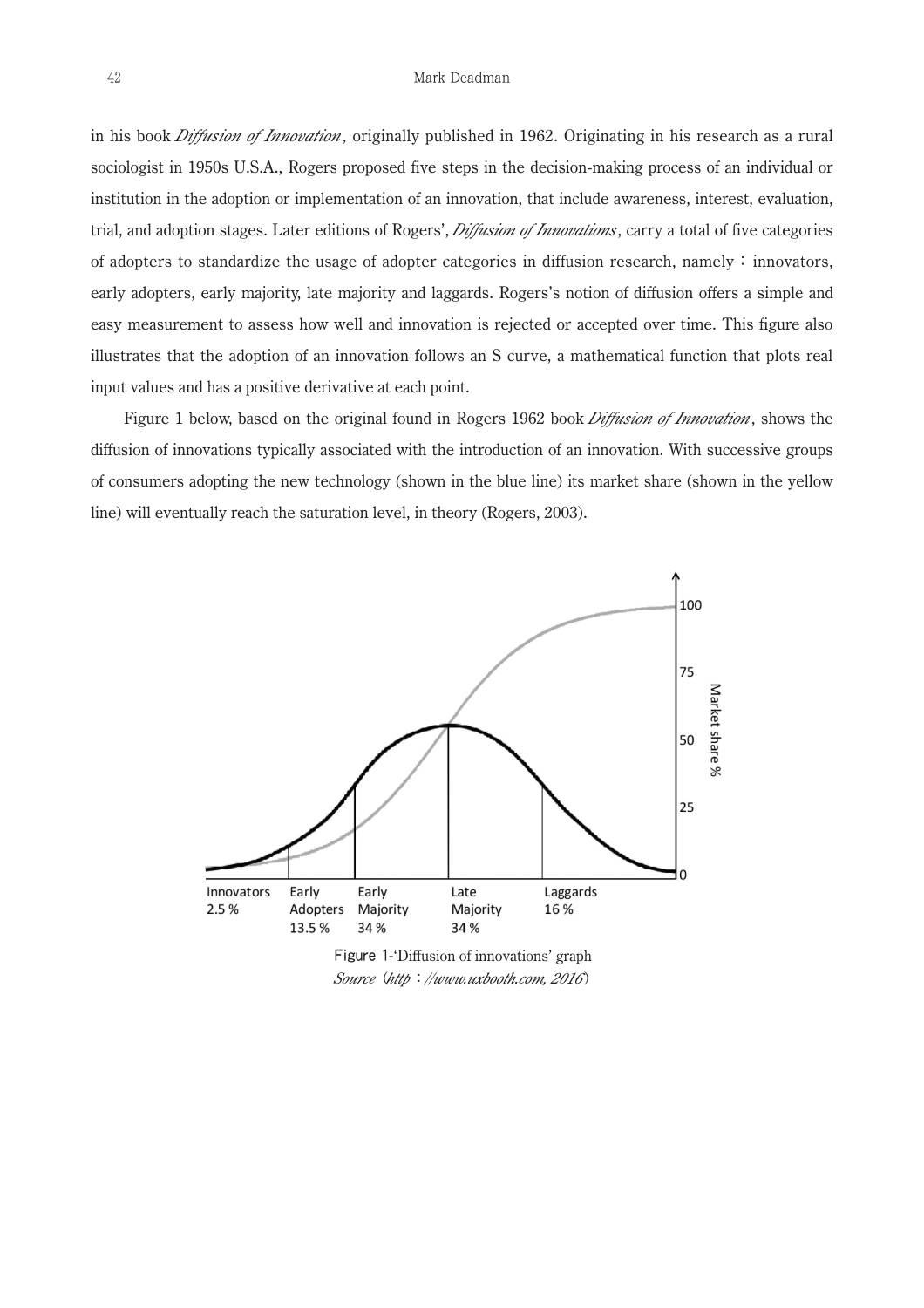in his book *Diffusion of Innovation*, originally published in 1962. Originating in his research as a rural sociologist in 1950s U.S.A., Rogers proposed five steps in the decision-making process of an individual or institution in the adoption or implementation of an innovation, that include awareness, interest, evaluation, trial, and adoption stages. Later editions of Rogers', *Diffusion of Innovations*, carry a total of five categories of adopters to standardize the usage of adopter categories in diffusion research, namely : innovators, early adopters, early majority, late majority and laggards. Rogers's notion of diffusion offers a simple and easy measurement to assess how well and innovation is rejected or accepted over time. This figure also illustrates that the adoption of an innovation follows an S curve, a mathematical function that plots real input values and has a positive derivative at each point.

Figure 1 below, based on the original found in Rogers 1962 book *Diffusion of Innovation*, shows the diffusion of innovations typically associated with the introduction of an innovation. With successive groups of consumers adopting the new technology (shown in the blue line) its market share (shown in the yellow line) will eventually reach the saturation level, in theory (Rogers, 2003).

Innovators 2.5 % | Early Adopters 13.5 % | Early Majority 34 % | Late Majority 34 % | Laggards 16 %

Market share % (0, 25, 50, 75, 100)

**Figure 1**-'Diffusion of innovations' graph
*Source* (*http* : *//www.uxbooth.com, 2016*)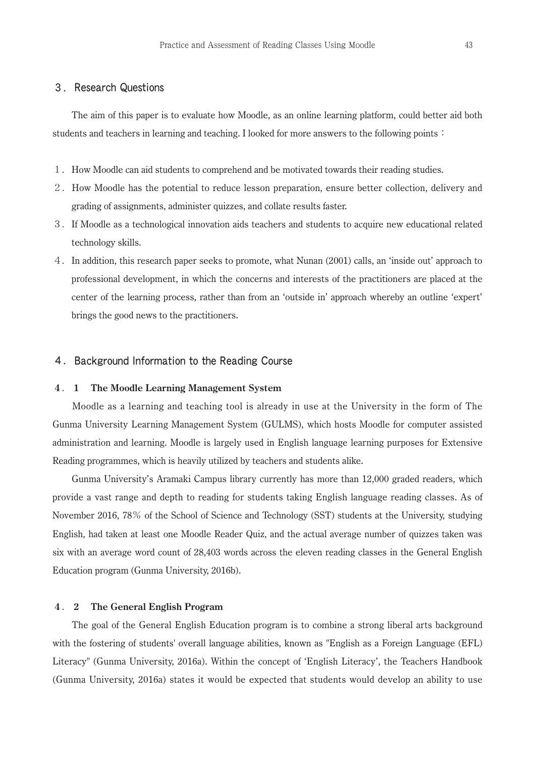## 3. Research Questions

The aim of this paper is to evaluate how Moodle, as an online learning platform, could better aid both students and teachers in learning and teaching. I looked for more answers to the following points：

1. How Moodle can aid students to comprehend and be motivated towards their reading studies.
2. How Moodle has the potential to reduce lesson preparation, ensure better collection, delivery and grading of assignments, administer quizzes, and collate results faster.
3. If Moodle as a technological innovation aids teachers and students to acquire new educational related technology skills.
4. In addition, this research paper seeks to promote, what Nunan (2001) calls, an 'inside out' approach to professional development, in which the concerns and interests of the practitioners are placed at the center of the learning process, rather than from an 'outside in' approach whereby an outline 'expert' brings the good news to the practitioners.

## 4. Background Information to the Reading Course

### 4.1 The Moodle Learning Management System

Moodle as a learning and teaching tool is already in use at the University in the form of The Gunma University Learning Management System (GULMS), which hosts Moodle for computer assisted administration and learning. Moodle is largely used in English language learning purposes for Extensive Reading programmes, which is heavily utilized by teachers and students alike.

Gunma University's Aramaki Campus library currently has more than 12,000 graded readers, which provide a vast range and depth to reading for students taking English language reading classes. As of November 2016, 78% of the School of Science and Technology (SST) students at the University, studying English, had taken at least one Moodle Reader Quiz, and the actual average number of quizzes taken was six with an average word count of 28,403 words across the eleven reading classes in the General English Education program (Gunma University, 2016b).

### 4.2 The General English Program

The goal of the General English Education program is to combine a strong liberal arts background with the fostering of students' overall language abilities, known as "English as a Foreign Language (EFL) Literacy" (Gunma University, 2016a). Within the concept of 'English Literacy', the Teachers Handbook (Gunma University, 2016a) states it would be expected that students would develop an ability to use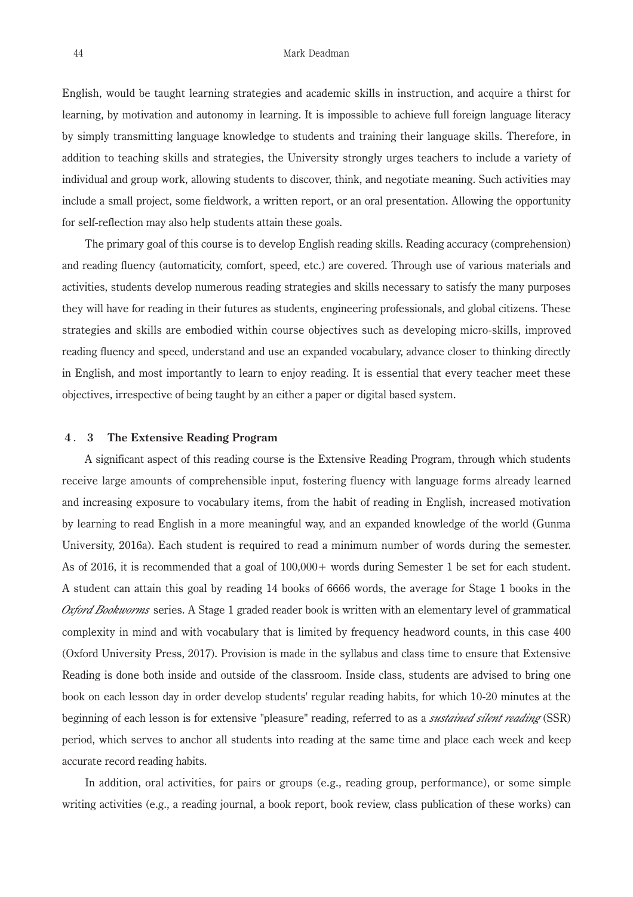English, would be taught learning strategies and academic skills in instruction, and acquire a thirst for learning, by motivation and autonomy in learning. It is impossible to achieve full foreign language literacy by simply transmitting language knowledge to students and training their language skills. Therefore, in addition to teaching skills and strategies, the University strongly urges teachers to include a variety of individual and group work, allowing students to discover, think, and negotiate meaning. Such activities may include a small project, some fieldwork, a written report, or an oral presentation. Allowing the opportunity for self-reflection may also help students attain these goals.

The primary goal of this course is to develop English reading skills. Reading accuracy (comprehension) and reading fluency (automaticity, comfort, speed, etc.) are covered. Through use of various materials and activities, students develop numerous reading strategies and skills necessary to satisfy the many purposes they will have for reading in their futures as students, engineering professionals, and global citizens. These strategies and skills are embodied within course objectives such as developing micro-skills, improved reading fluency and speed, understand and use an expanded vocabulary, advance closer to thinking directly in English, and most importantly to learn to enjoy reading. It is essential that every teacher meet these objectives, irrespective of being taught by an either a paper or digital based system.

### 4. 3 The Extensive Reading Program

A significant aspect of this reading course is the Extensive Reading Program, through which students receive large amounts of comprehensible input, fostering fluency with language forms already learned and increasing exposure to vocabulary items, from the habit of reading in English, increased motivation by learning to read English in a more meaningful way, and an expanded knowledge of the world (Gunma University, 2016a). Each student is required to read a minimum number of words during the semester. As of 2016, it is recommended that a goal of 100,000+ words during Semester 1 be set for each student. A student can attain this goal by reading 14 books of 6666 words, the average for Stage 1 books in the *Oxford Bookworms* series. A Stage 1 graded reader book is written with an elementary level of grammatical complexity in mind and with vocabulary that is limited by frequency headword counts, in this case 400 (Oxford University Press, 2017). Provision is made in the syllabus and class time to ensure that Extensive Reading is done both inside and outside of the classroom. Inside class, students are advised to bring one book on each lesson day in order develop students' regular reading habits, for which 10-20 minutes at the beginning of each lesson is for extensive "pleasure" reading, referred to as a *sustained silent reading* (SSR) period, which serves to anchor all students into reading at the same time and place each week and keep accurate record reading habits.

In addition, oral activities, for pairs or groups (e.g., reading group, performance), or some simple writing activities (e.g., a reading journal, a book report, book review, class publication of these works) can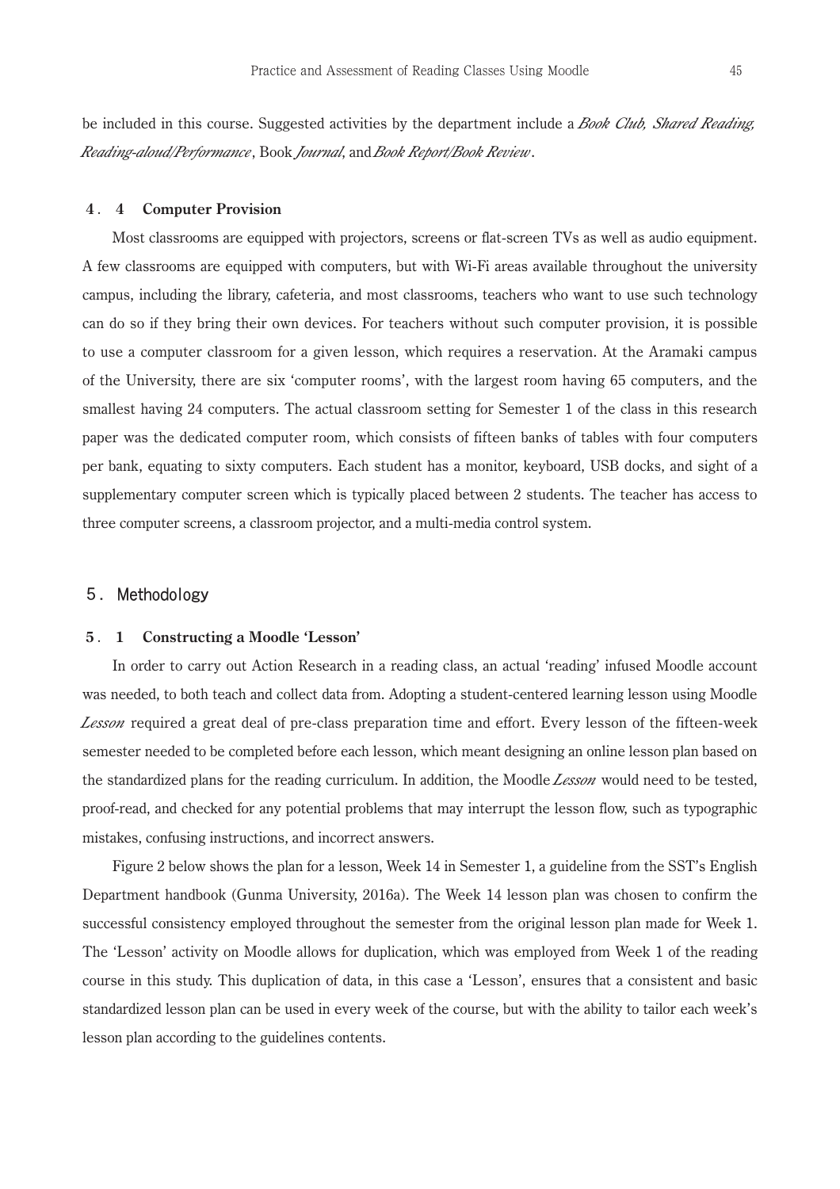be included in this course. Suggested activities by the department include a *Book Club, Shared Reading, Reading-aloud/Performance*, Book *Journal*, and *Book Report/Book Review*.

### 4. 4 Computer Provision

Most classrooms are equipped with projectors, screens or flat-screen TVs as well as audio equipment. A few classrooms are equipped with computers, but with Wi-Fi areas available throughout the university campus, including the library, cafeteria, and most classrooms, teachers who want to use such technology can do so if they bring their own devices. For teachers without such computer provision, it is possible to use a computer classroom for a given lesson, which requires a reservation. At the Aramaki campus of the University, there are six 'computer rooms', with the largest room having 65 computers, and the smallest having 24 computers. The actual classroom setting for Semester 1 of the class in this research paper was the dedicated computer room, which consists of fifteen banks of tables with four computers per bank, equating to sixty computers. Each student has a monitor, keyboard, USB docks, and sight of a supplementary computer screen which is typically placed between 2 students. The teacher has access to three computer screens, a classroom projector, and a multi-media control system.

## 5. Methodology

### 5. 1 Constructing a Moodle 'Lesson'

In order to carry out Action Research in a reading class, an actual 'reading' infused Moodle account was needed, to both teach and collect data from. Adopting a student-centered learning lesson using Moodle *Lesson* required a great deal of pre-class preparation time and effort. Every lesson of the fifteen-week semester needed to be completed before each lesson, which meant designing an online lesson plan based on the standardized plans for the reading curriculum. In addition, the Moodle *Lesson* would need to be tested, proof-read, and checked for any potential problems that may interrupt the lesson flow, such as typographic mistakes, confusing instructions, and incorrect answers.

Figure 2 below shows the plan for a lesson, Week 14 in Semester 1, a guideline from the SST's English Department handbook (Gunma University, 2016a). The Week 14 lesson plan was chosen to confirm the successful consistency employed throughout the semester from the original lesson plan made for Week 1. The 'Lesson' activity on Moodle allows for duplication, which was employed from Week 1 of the reading course in this study. This duplication of data, in this case a 'Lesson', ensures that a consistent and basic standardized lesson plan can be used in every week of the course, but with the ability to tailor each week's lesson plan according to the guidelines contents.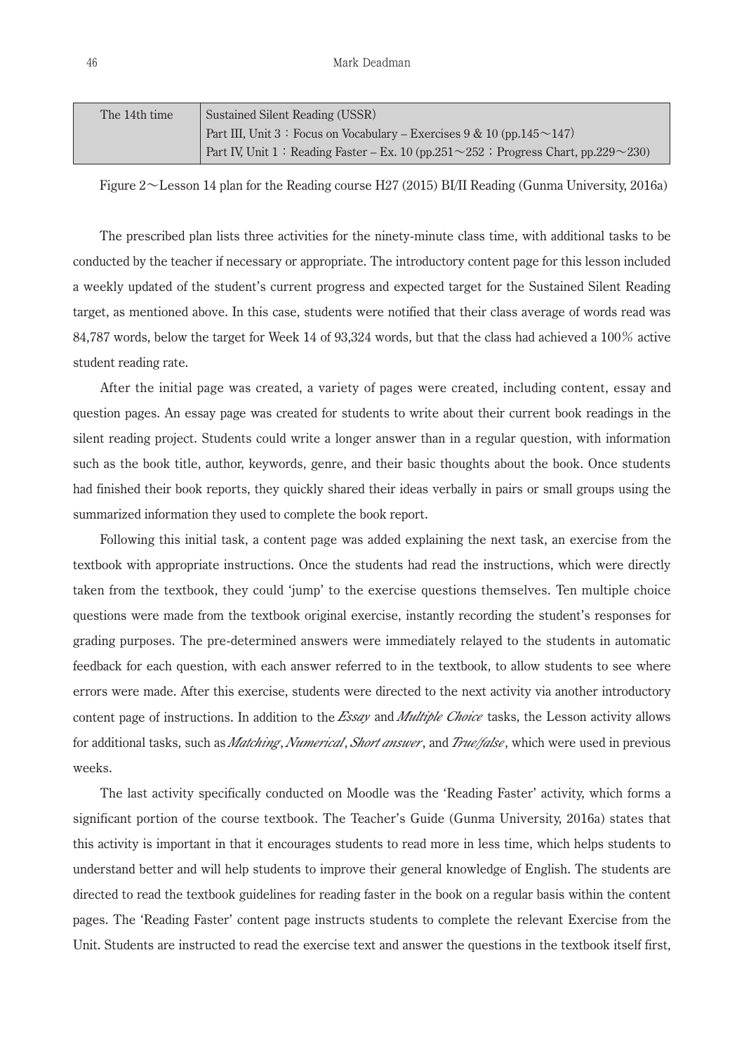| The 14th time | Sustained Silent Reading (USSR)<br>Part III, Unit 3：Focus on Vocabulary – Exercises 9 & 10 (pp.145～147)<br>Part IV, Unit 1：Reading Faster – Ex. 10 (pp.251～252：Progress Chart, pp.229～230) |
|---|---|

Figure 2～Lesson 14 plan for the Reading course H27 (2015) BI/II Reading (Gunma University, 2016a)

The prescribed plan lists three activities for the ninety-minute class time, with additional tasks to be conducted by the teacher if necessary or appropriate. The introductory content page for this lesson included a weekly updated of the student's current progress and expected target for the Sustained Silent Reading target, as mentioned above. In this case, students were notified that their class average of words read was 84,787 words, below the target for Week 14 of 93,324 words, but that the class had achieved a 100% active student reading rate.

After the initial page was created, a variety of pages were created, including content, essay and question pages. An essay page was created for students to write about their current book readings in the silent reading project. Students could write a longer answer than in a regular question, with information such as the book title, author, keywords, genre, and their basic thoughts about the book. Once students had finished their book reports, they quickly shared their ideas verbally in pairs or small groups using the summarized information they used to complete the book report.

Following this initial task, a content page was added explaining the next task, an exercise from the textbook with appropriate instructions. Once the students had read the instructions, which were directly taken from the textbook, they could 'jump' to the exercise questions themselves. Ten multiple choice questions were made from the textbook original exercise, instantly recording the student's responses for grading purposes. The pre-determined answers were immediately relayed to the students in automatic feedback for each question, with each answer referred to in the textbook, to allow students to see where errors were made. After this exercise, students were directed to the next activity via another introductory content page of instructions. In addition to the *Essay* and *Multiple Choice* tasks, the Lesson activity allows for additional tasks, such as *Matching*, *Numerical*, *Short answer*, and *True/false*, which were used in previous weeks.

The last activity specifically conducted on Moodle was the 'Reading Faster' activity, which forms a significant portion of the course textbook. The Teacher's Guide (Gunma University, 2016a) states that this activity is important in that it encourages students to read more in less time, which helps students to understand better and will help students to improve their general knowledge of English. The students are directed to read the textbook guidelines for reading faster in the book on a regular basis within the content pages. The 'Reading Faster' content page instructs students to complete the relevant Exercise from the Unit. Students are instructed to read the exercise text and answer the questions in the textbook itself first,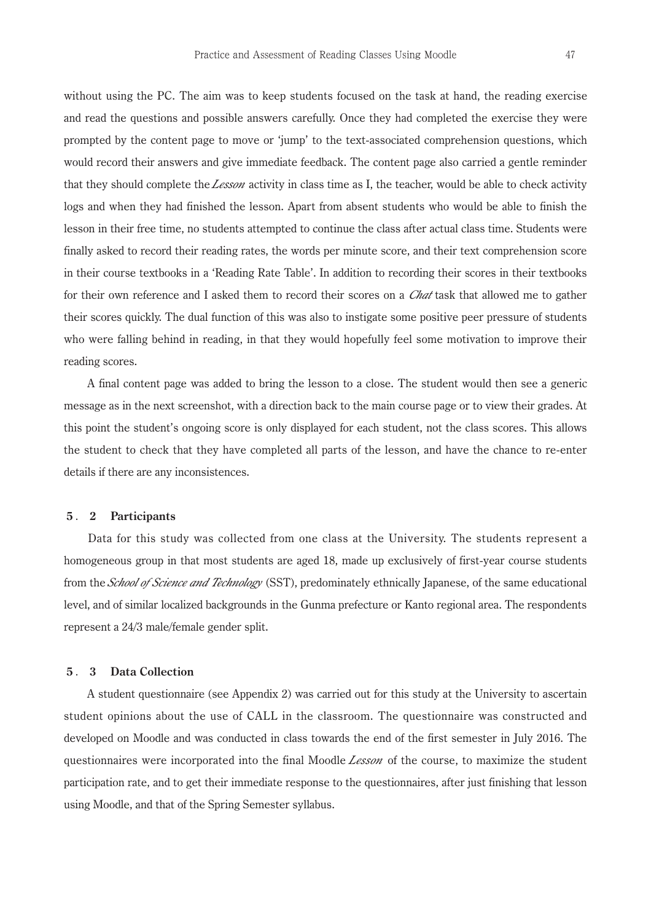without using the PC. The aim was to keep students focused on the task at hand, the reading exercise and read the questions and possible answers carefully. Once they had completed the exercise they were prompted by the content page to move or 'jump' to the text-associated comprehension questions, which would record their answers and give immediate feedback. The content page also carried a gentle reminder that they should complete the *Lesson* activity in class time as I, the teacher, would be able to check activity logs and when they had finished the lesson. Apart from absent students who would be able to finish the lesson in their free time, no students attempted to continue the class after actual class time. Students were finally asked to record their reading rates, the words per minute score, and their text comprehension score in their course textbooks in a 'Reading Rate Table'. In addition to recording their scores in their textbooks for their own reference and I asked them to record their scores on a *Chat* task that allowed me to gather their scores quickly. The dual function of this was also to instigate some positive peer pressure of students who were falling behind in reading, in that they would hopefully feel some motivation to improve their reading scores.

A final content page was added to bring the lesson to a close. The student would then see a generic message as in the next screenshot, with a direction back to the main course page or to view their grades. At this point the student's ongoing score is only displayed for each student, not the class scores. This allows the student to check that they have completed all parts of the lesson, and have the chance to re-enter details if there are any inconsistences.

### 5. 2 Participants

Data for this study was collected from one class at the University. The students represent a homogeneous group in that most students are aged 18, made up exclusively of first-year course students from the *School of Science and Technology* (SST), predominately ethnically Japanese, of the same educational level, and of similar localized backgrounds in the Gunma prefecture or Kanto regional area. The respondents represent a 24/3 male/female gender split.

### 5. 3 Data Collection

A student questionnaire (see Appendix 2) was carried out for this study at the University to ascertain student opinions about the use of CALL in the classroom. The questionnaire was constructed and developed on Moodle and was conducted in class towards the end of the first semester in July 2016. The questionnaires were incorporated into the final Moodle *Lesson* of the course, to maximize the student participation rate, and to get their immediate response to the questionnaires, after just finishing that lesson using Moodle, and that of the Spring Semester syllabus.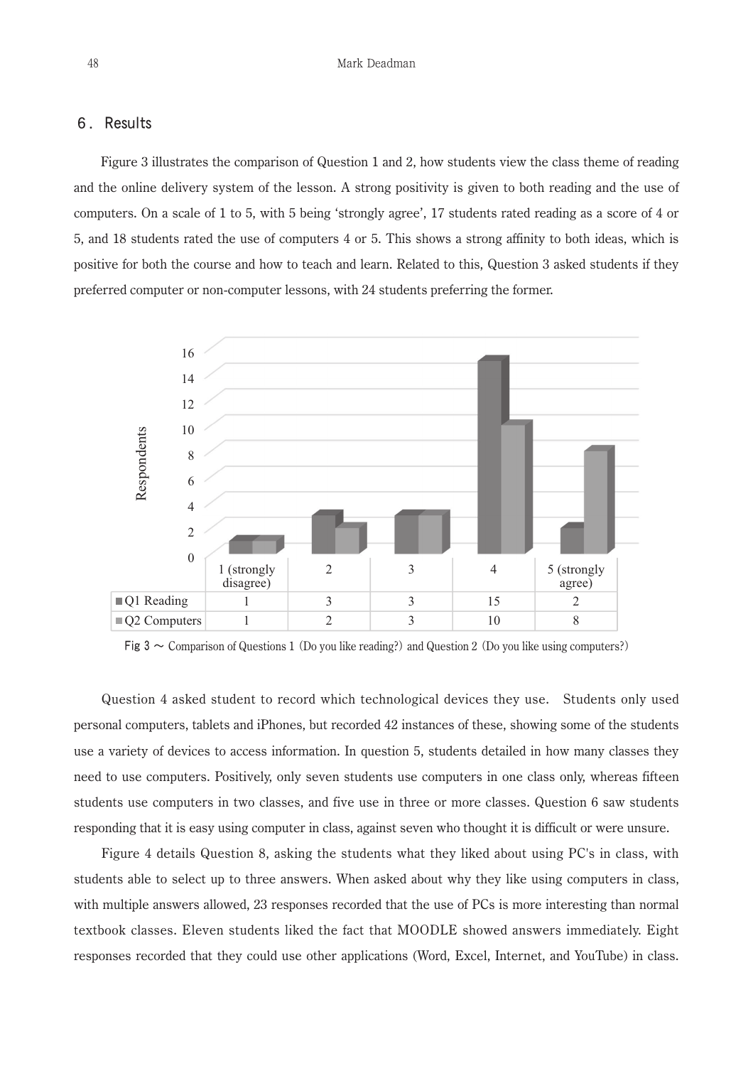## 6. Results

Figure 3 illustrates the comparison of Question 1 and 2, how students view the class theme of reading and the online delivery system of the lesson. A strong positivity is given to both reading and the use of computers. On a scale of 1 to 5, with 5 being 'strongly agree', 17 students rated reading as a score of 4 or 5, and 18 students rated the use of computers 4 or 5. This shows a strong affinity to both ideas, which is positive for both the course and how to teach and learn. Related to this, Question 3 asked students if they preferred computer or non-computer lessons, with 24 students preferring the former.

| | 1 (strongly disagree) | 2 | 3 | 4 | 5 (strongly agree) |
|---|---|---|---|---|---|
| Q1 Reading | 1 | 3 | 3 | 15 | 2 |
| Q2 Computers | 1 | 2 | 3 | 10 | 8 |

Fig 3 ~ Comparison of Questions 1 (Do you like reading?) and Question 2 (Do you like using computers?)

Question 4 asked student to record which technological devices they use. Students only used personal computers, tablets and iPhones, but recorded 42 instances of these, showing some of the students use a variety of devices to access information. In question 5, students detailed in how many classes they need to use computers. Positively, only seven students use computers in one class only, whereas fifteen students use computers in two classes, and five use in three or more classes. Question 6 saw students responding that it is easy using computer in class, against seven who thought it is difficult or were unsure.

Figure 4 details Question 8, asking the students what they liked about using PC's in class, with students able to select up to three answers. When asked about why they like using computers in class, with multiple answers allowed, 23 responses recorded that the use of PCs is more interesting than normal textbook classes. Eleven students liked the fact that MOODLE showed answers immediately. Eight responses recorded that they could use other applications (Word, Excel, Internet, and YouTube) in class.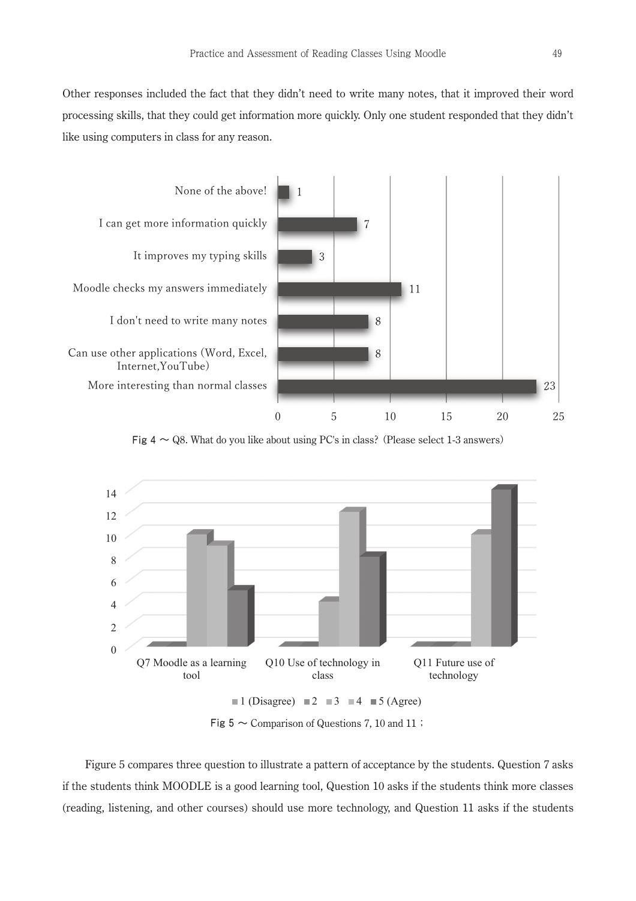Other responses included the fact that they didn't need to write many notes, that it improved their word processing skills, that they could get information more quickly. Only one student responded that they didn't like using computers in class for any reason.

Fig 4 ～ Q8. What do you like about using PC's in class? (Please select 1-3 answers)

Fig 5 ～ Comparison of Questions 7, 10 and 11；

Figure 5 compares three question to illustrate a pattern of acceptance by the students. Question 7 asks if the students think MOODLE is a good learning tool, Question 10 asks if the students think more classes (reading, listening, and other courses) should use more technology, and Question 11 asks if the students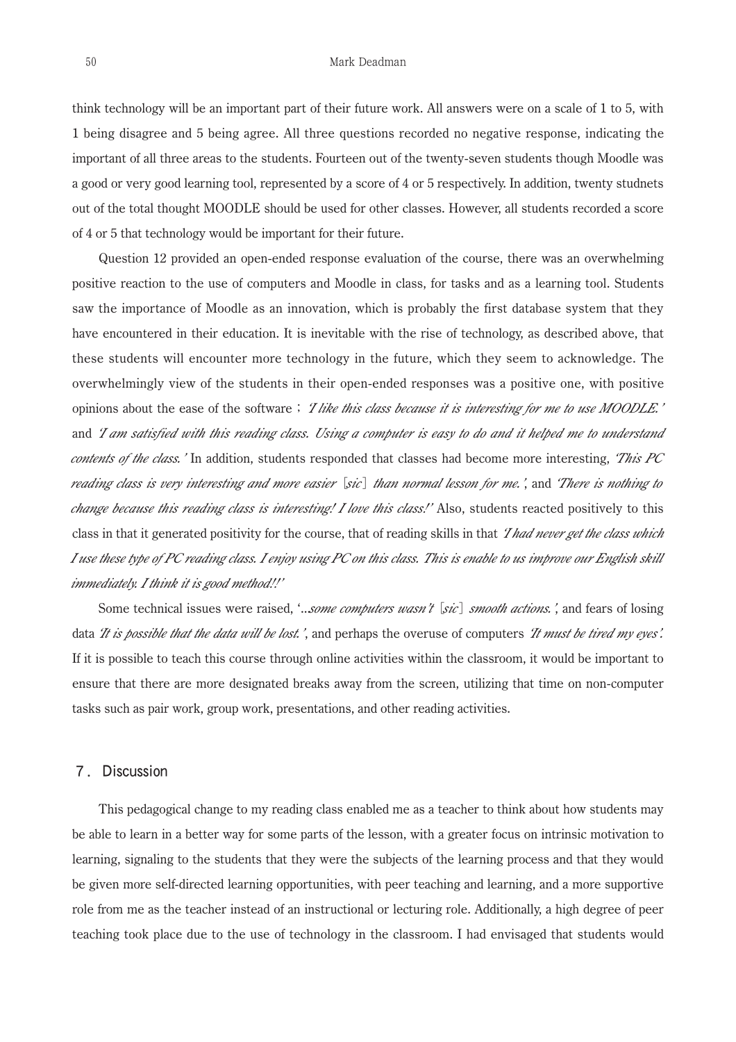think technology will be an important part of their future work. All answers were on a scale of 1 to 5, with 1 being disagree and 5 being agree. All three questions recorded no negative response, indicating the important of all three areas to the students. Fourteen out of the twenty-seven students though Moodle was a good or very good learning tool, represented by a score of 4 or 5 respectively. In addition, twenty studnets out of the total thought MOODLE should be used for other classes. However, all students recorded a score of 4 or 5 that technology would be important for their future.

Question 12 provided an open-ended response evaluation of the course, there was an overwhelming positive reaction to the use of computers and Moodle in class, for tasks and as a learning tool. Students saw the importance of Moodle as an innovation, which is probably the first database system that they have encountered in their education. It is inevitable with the rise of technology, as described above, that these students will encounter more technology in the future, which they seem to acknowledge. The overwhelmingly view of the students in their open-ended responses was a positive one, with positive opinions about the ease of the software ; *'I like this class because it is interesting for me to use MOODLE.'* and *'I am satisfied with this reading class. Using a computer is easy to do and it helped me to understand contents of the class.'* In addition, students responded that classes had become more interesting, *'This PC reading class is very interesting and more easier* [*sic*] *than normal lesson for me.'*, and *'There is nothing to change because this reading class is interesting! I love this class!'* Also, students reacted positively to this class in that it generated positivity for the course, that of reading skills in that *'I had never get the class which I use these type of PC reading class. I enjoy using PC on this class. This is enable to us improve our English skill immediately. I think it is good method!!'*

Some technical issues were raised, '*...some computers wasn't* [*sic*] *smooth actions.'*, and fears of losing data *'It is possible that the data will be lost.'*, and perhaps the overuse of computers *'It must be tired my eyes'.* If it is possible to teach this course through online activities within the classroom, it would be important to ensure that there are more designated breaks away from the screen, utilizing that time on non-computer tasks such as pair work, group work, presentations, and other reading activities.

## 7. Discussion

This pedagogical change to my reading class enabled me as a teacher to think about how students may be able to learn in a better way for some parts of the lesson, with a greater focus on intrinsic motivation to learning, signaling to the students that they were the subjects of the learning process and that they would be given more self-directed learning opportunities, with peer teaching and learning, and a more supportive role from me as the teacher instead of an instructional or lecturing role. Additionally, a high degree of peer teaching took place due to the use of technology in the classroom. I had envisaged that students would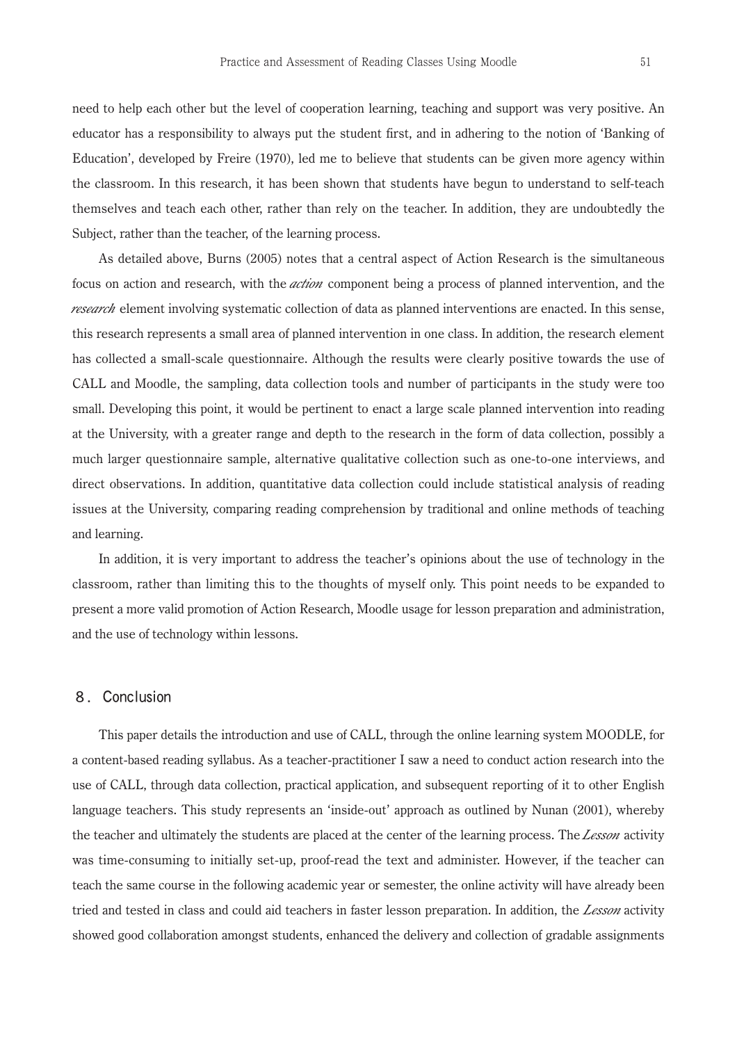need to help each other but the level of cooperation learning, teaching and support was very positive. An educator has a responsibility to always put the student first, and in adhering to the notion of 'Banking of Education', developed by Freire (1970), led me to believe that students can be given more agency within the classroom. In this research, it has been shown that students have begun to understand to self-teach themselves and teach each other, rather than rely on the teacher. In addition, they are undoubtedly the Subject, rather than the teacher, of the learning process.

As detailed above, Burns (2005) notes that a central aspect of Action Research is the simultaneous focus on action and research, with the *action* component being a process of planned intervention, and the *research* element involving systematic collection of data as planned interventions are enacted. In this sense, this research represents a small area of planned intervention in one class. In addition, the research element has collected a small-scale questionnaire. Although the results were clearly positive towards the use of CALL and Moodle, the sampling, data collection tools and number of participants in the study were too small. Developing this point, it would be pertinent to enact a large scale planned intervention into reading at the University, with a greater range and depth to the research in the form of data collection, possibly a much larger questionnaire sample, alternative qualitative collection such as one-to-one interviews, and direct observations. In addition, quantitative data collection could include statistical analysis of reading issues at the University, comparing reading comprehension by traditional and online methods of teaching and learning.

In addition, it is very important to address the teacher's opinions about the use of technology in the classroom, rather than limiting this to the thoughts of myself only. This point needs to be expanded to present a more valid promotion of Action Research, Moodle usage for lesson preparation and administration, and the use of technology within lessons.

## 8. Conclusion

This paper details the introduction and use of CALL, through the online learning system MOODLE, for a content-based reading syllabus. As a teacher-practitioner I saw a need to conduct action research into the use of CALL, through data collection, practical application, and subsequent reporting of it to other English language teachers. This study represents an 'inside-out' approach as outlined by Nunan (2001), whereby the teacher and ultimately the students are placed at the center of the learning process. The *Lesson* activity was time-consuming to initially set-up, proof-read the text and administer. However, if the teacher can teach the same course in the following academic year or semester, the online activity will have already been tried and tested in class and could aid teachers in faster lesson preparation. In addition, the *Lesson* activity showed good collaboration amongst students, enhanced the delivery and collection of gradable assignments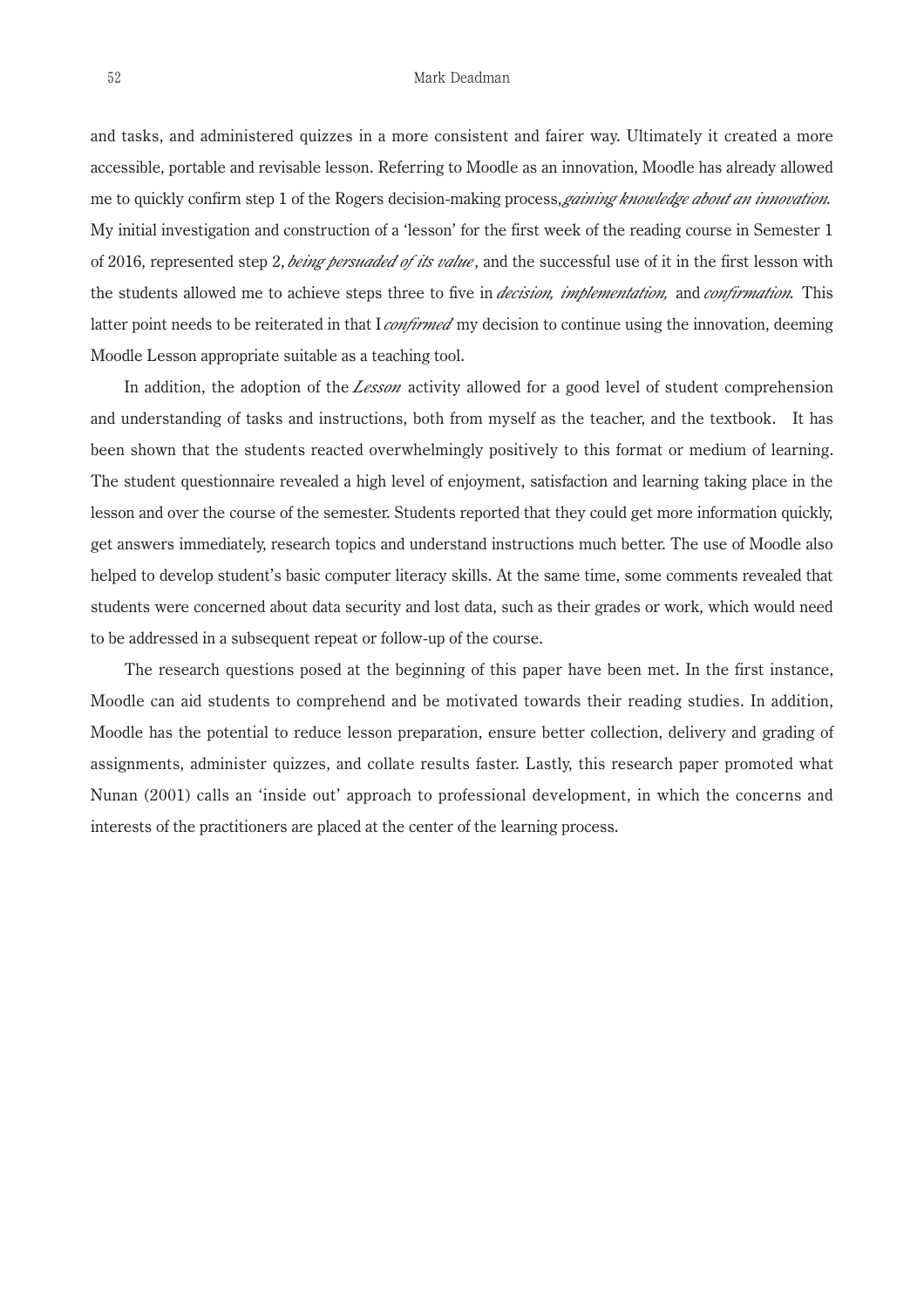and tasks, and administered quizzes in a more consistent and fairer way. Ultimately it created a more accessible, portable and revisable lesson. Referring to Moodle as an innovation, Moodle has already allowed me to quickly confirm step 1 of the Rogers decision-making process, *gaining knowledge about an innovation.* My initial investigation and construction of a 'lesson' for the first week of the reading course in Semester 1 of 2016, represented step 2, *being persuaded of its value*, and the successful use of it in the first lesson with the students allowed me to achieve steps three to five in *decision, implementation,* and *confirmation.* This latter point needs to be reiterated in that I *confirmed* my decision to continue using the innovation, deeming Moodle Lesson appropriate suitable as a teaching tool.

In addition, the adoption of the *Lesson* activity allowed for a good level of student comprehension and understanding of tasks and instructions, both from myself as the teacher, and the textbook. It has been shown that the students reacted overwhelmingly positively to this format or medium of learning. The student questionnaire revealed a high level of enjoyment, satisfaction and learning taking place in the lesson and over the course of the semester. Students reported that they could get more information quickly, get answers immediately, research topics and understand instructions much better. The use of Moodle also helped to develop student's basic computer literacy skills. At the same time, some comments revealed that students were concerned about data security and lost data, such as their grades or work, which would need to be addressed in a subsequent repeat or follow-up of the course.

The research questions posed at the beginning of this paper have been met. In the first instance, Moodle can aid students to comprehend and be motivated towards their reading studies. In addition, Moodle has the potential to reduce lesson preparation, ensure better collection, delivery and grading of assignments, administer quizzes, and collate results faster. Lastly, this research paper promoted what Nunan (2001) calls an 'inside out' approach to professional development, in which the concerns and interests of the practitioners are placed at the center of the learning process.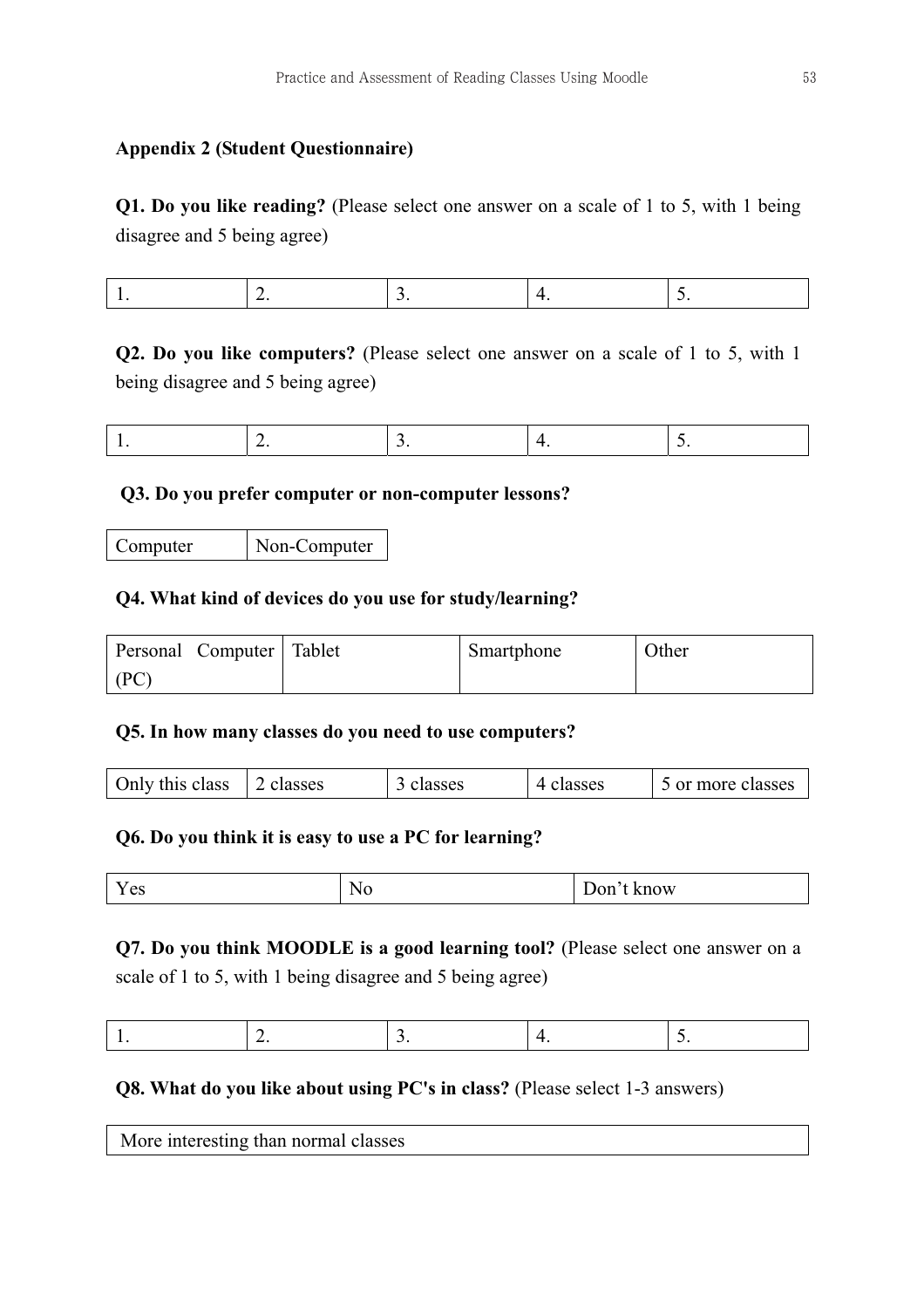**Appendix 2 (Student Questionnaire)**

**Q1. Do you like reading?** (Please select one answer on a scale of 1 to 5, with 1 being disagree and 5 being agree)

| 1. | 2. | 3. | 4. | 5. |
|---|---|---|---|---|

**Q2. Do you like computers?** (Please select one answer on a scale of 1 to 5, with 1 being disagree and 5 being agree)

| 1. | 2. | 3. | 4. | 5. |
|---|---|---|---|---|

**Q3. Do you prefer computer or non-computer lessons?**

| Computer | Non-Computer |
|---|---|

**Q4. What kind of devices do you use for study/learning?**

| Personal Computer (PC) | Tablet | Smartphone | Other |
|---|---|---|---|

**Q5. In how many classes do you need to use computers?**

| Only this class | 2 classes | 3 classes | 4 classes | 5 or more classes |
|---|---|---|---|---|

**Q6. Do you think it is easy to use a PC for learning?**

| Yes | No | Don't know |
|---|---|---|

**Q7. Do you think MOODLE is a good learning tool?** (Please select one answer on a scale of 1 to 5, with 1 being disagree and 5 being agree)

| 1. | 2. | 3. | 4. | 5. |
|---|---|---|---|---|

**Q8. What do you like about using PC's in class?** (Please select 1-3 answers)

| More interesting than normal classes |
|---|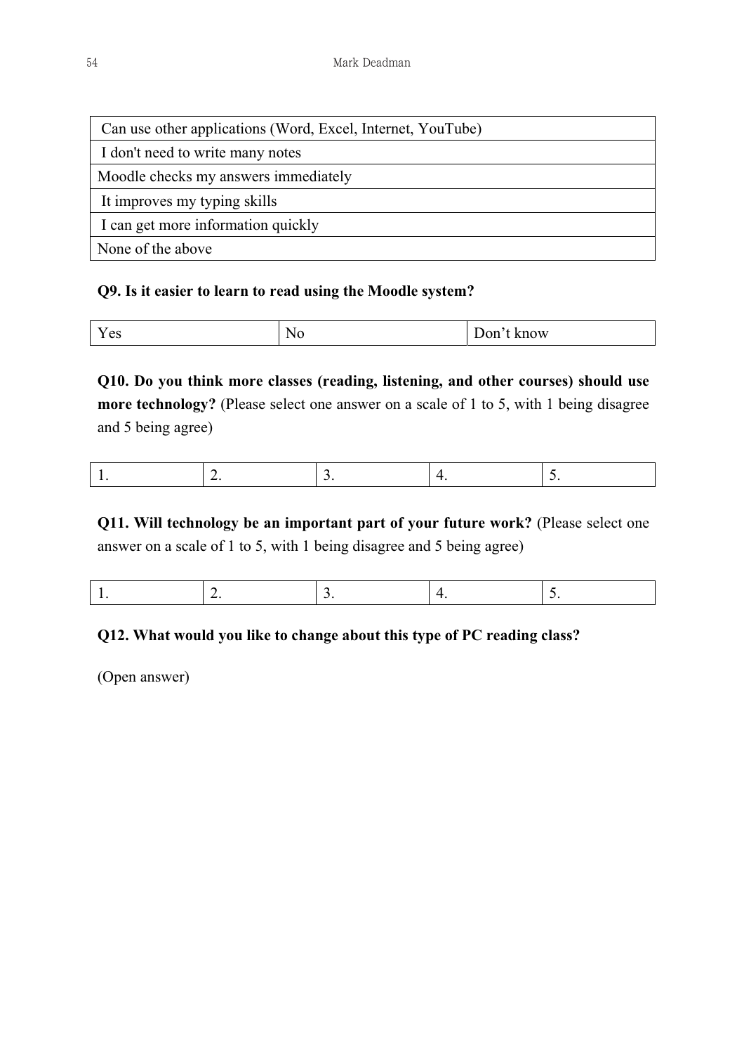| Can use other applications (Word, Excel, Internet, YouTube) |
|---|
| I don't need to write many notes |
| Moodle checks my answers immediately |
| It improves my typing skills |
| I can get more information quickly |
| None of the above |

**Q9. Is it easier to learn to read using the Moodle system?**

| Yes | No | Don’t know |
|---|---|---|

**Q10. Do you think more classes (reading, listening, and other courses) should use more technology?** (Please select one answer on a scale of 1 to 5, with 1 being disagree and 5 being agree)

| 1. | 2. | 3. | 4. | 5. |
|---|---|---|---|---|

**Q11. Will technology be an important part of your future work?** (Please select one answer on a scale of 1 to 5, with 1 being disagree and 5 being agree)

| 1. | 2. | 3. | 4. | 5. |
|---|---|---|---|---|

**Q12. What would you like to change about this type of PC reading class?**

(Open answer)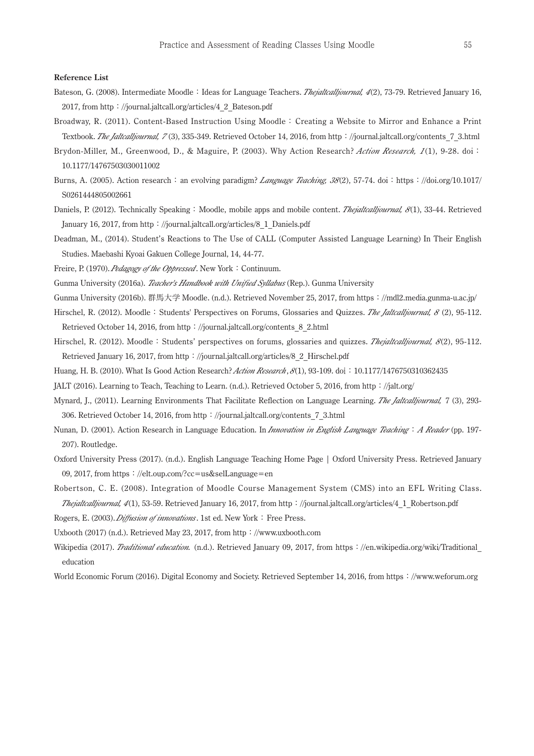**Reference List**

Bateson, G. (2008). Intermediate Moodle：Ideas for Language Teachers. *Thejaltcalljournal, 4*(2), 73-79. Retrieved January 16, 2017, from http：//journal.jaltcall.org/articles/4_2_Bateson.pdf

Broadway, R. (2011). Content-Based Instruction Using Moodle：Creating a Website to Mirror and Enhance a Print Textbook. *The Jaltcalljournal, 7* (3), 335-349. Retrieved October 14, 2016, from http：//journal.jaltcall.org/contents_7_3.html

Brydon-Miller, M., Greenwood, D., & Maguire, P. (2003). Why Action Research? *Action Research, 1*(1), 9-28. doi：10.1177/14767503030011002

Burns, A. (2005). Action research：an evolving paradigm? *Language Teaching, 38*(2), 57-74. doi：https：//doi.org/10.1017/S0261444805002661

Daniels, P. (2012). Technically Speaking：Moodle, mobile apps and mobile content. *Thejaltcalljournal, 8*(1), 33-44. Retrieved January 16, 2017, from http：//journal.jaltcall.org/articles/8_1_Daniels.pdf

Deadman, M., (2014). Student's Reactions to The Use of CALL (Computer Assisted Language Learning) In Their English Studies. Maebashi Kyoai Gakuen College Journal, 14, 44-77.

Freire, P. (1970). *Pedagogy of the Oppressed*. New York：Continuum.

Gunma University (2016a). *Teacher's Handbook with Unified Syllabus* (Rep.). Gunma University

Gunma University (2016b). 群馬大学 Moodle. (n.d.). Retrieved November 25, 2017, from https：//mdl2.media.gunma-u.ac.jp/

Hirschel, R. (2012). Moodle：Students' Perspectives on Forums, Glossaries and Quizzes. *The Jaltcalljournal, 8* (2), 95-112. Retrieved October 14, 2016, from http：//journal.jaltcall.org/contents_8_2.html

Hirschel, R. (2012). Moodle：Students' perspectives on forums, glossaries and quizzes. *Thejaltcalljournal, 8*(2), 95-112. Retrieved January 16, 2017, from http：//journal.jaltcall.org/articles/8_2_Hirschel.pdf

Huang, H. B. (2010). What Is Good Action Research? *Action Research*, *8*(1), 93-109. doi：10.1177/1476750310362435

JALT (2016). Learning to Teach, Teaching to Learn. (n.d.). Retrieved October 5, 2016, from http：//jalt.org/

Mynard, J., (2011). Learning Environments That Facilitate Reflection on Language Learning. *The Jaltcalljournal,* 7 (3), 293-306. Retrieved October 14, 2016, from http：//journal.jaltcall.org/contents_7_3.html

Nunan, D. (2001). Action Research in Language Education. In *Innovation in English Language Teaching：A Reader* (pp. 197-207). Routledge.

Oxford University Press (2017). (n.d.). English Language Teaching Home Page | Oxford University Press. Retrieved January 09, 2017, from https：//elt.oup.com/?cc=us&selLanguage=en

Robertson, C. E. (2008). Integration of Moodle Course Management System (CMS) into an EFL Writing Class. *Thejaltcalljournal, 4*(1), 53-59. Retrieved January 16, 2017, from http：//journal.jaltcall.org/articles/4_1_Robertson.pdf

Rogers, E. (2003). *Diffusion of innovations*. 1st ed. New York：Free Press.

Uxbooth (2017) (n.d.). Retrieved May 23, 2017, from http：//www.uxbooth.com

Wikipedia (2017). *Traditional education.* (n.d.). Retrieved January 09, 2017, from https：//en.wikipedia.org/wiki/Traditional_education

World Economic Forum (2016). Digital Economy and Society. Retrieved September 14, 2016, from https：//www.weforum.org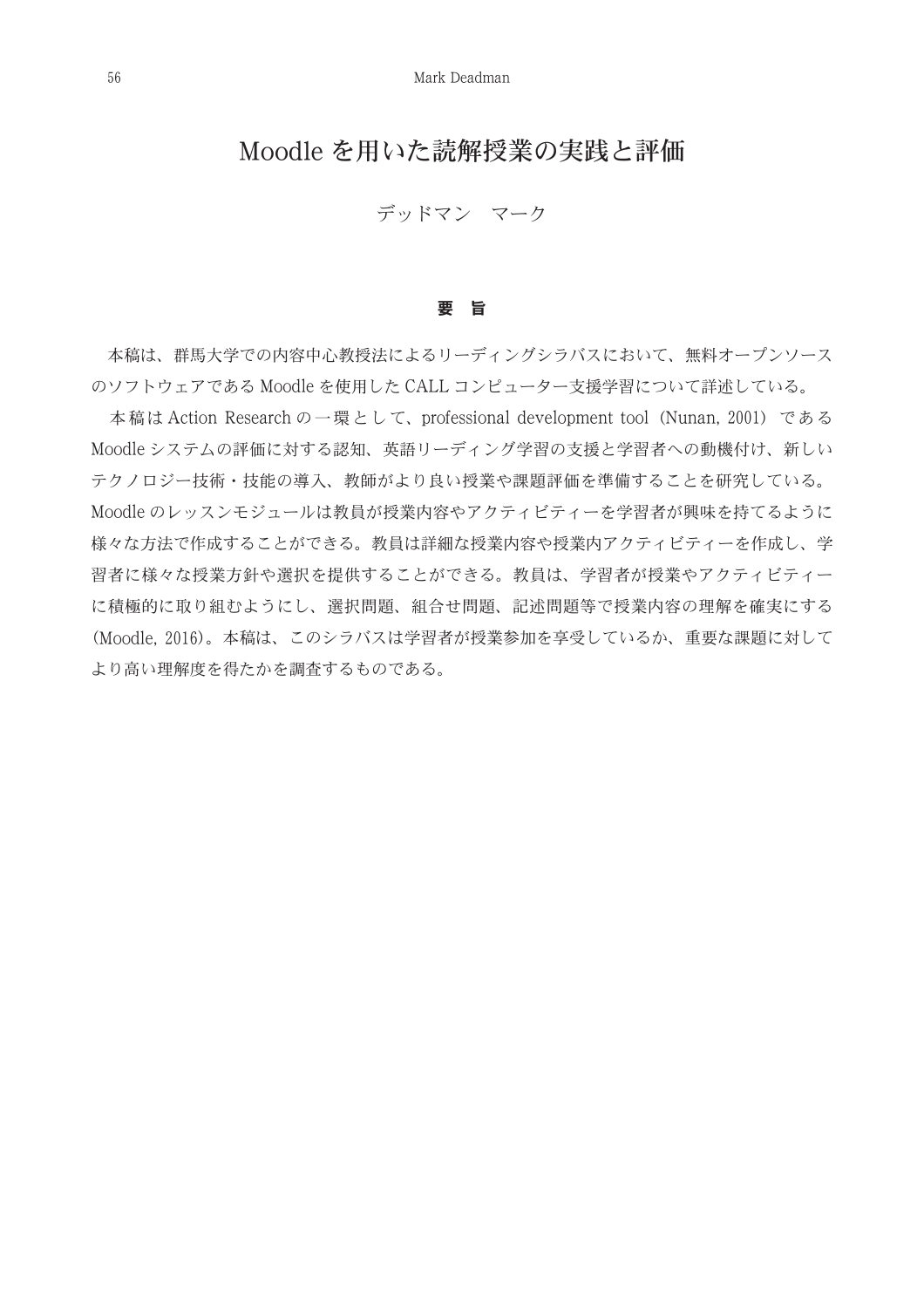# Moodle を用いた読解授業の実践と評価

デッドマン　マーク

## 要　旨

本稿は、群馬大学での内容中心教授法によるリーディングシラバスにおいて、無料オープンソースのソフトウェアである Moodle を使用した CALL コンピューター支援学習について詳述している。

本稿は Action Research の一環として、professional development tool（Nunan, 2001）である Moodle システムの評価に対する認知、英語リーディング学習の支援と学習者への動機付け、新しいテクノロジー技術・技能の導入、教師がより良い授業や課題評価を準備することを研究している。Moodle のレッスンモジュールは教員が授業内容やアクティビティーを学習者が興味を持てるように様々な方法で作成することができる。教員は詳細な授業内容や授業内アクティビティーを作成し、学習者に様々な授業方針や選択を提供することができる。教員は、学習者が授業やアクティビティーに積極的に取り組むようにし、選択問題、組合せ問題、記述問題等で授業内容の理解を確実にする（Moodle, 2016)。本稿は、このシラバスは学習者が授業参加を享受しているか、重要な課題に対してより高い理解度を得たかを調査するものである。